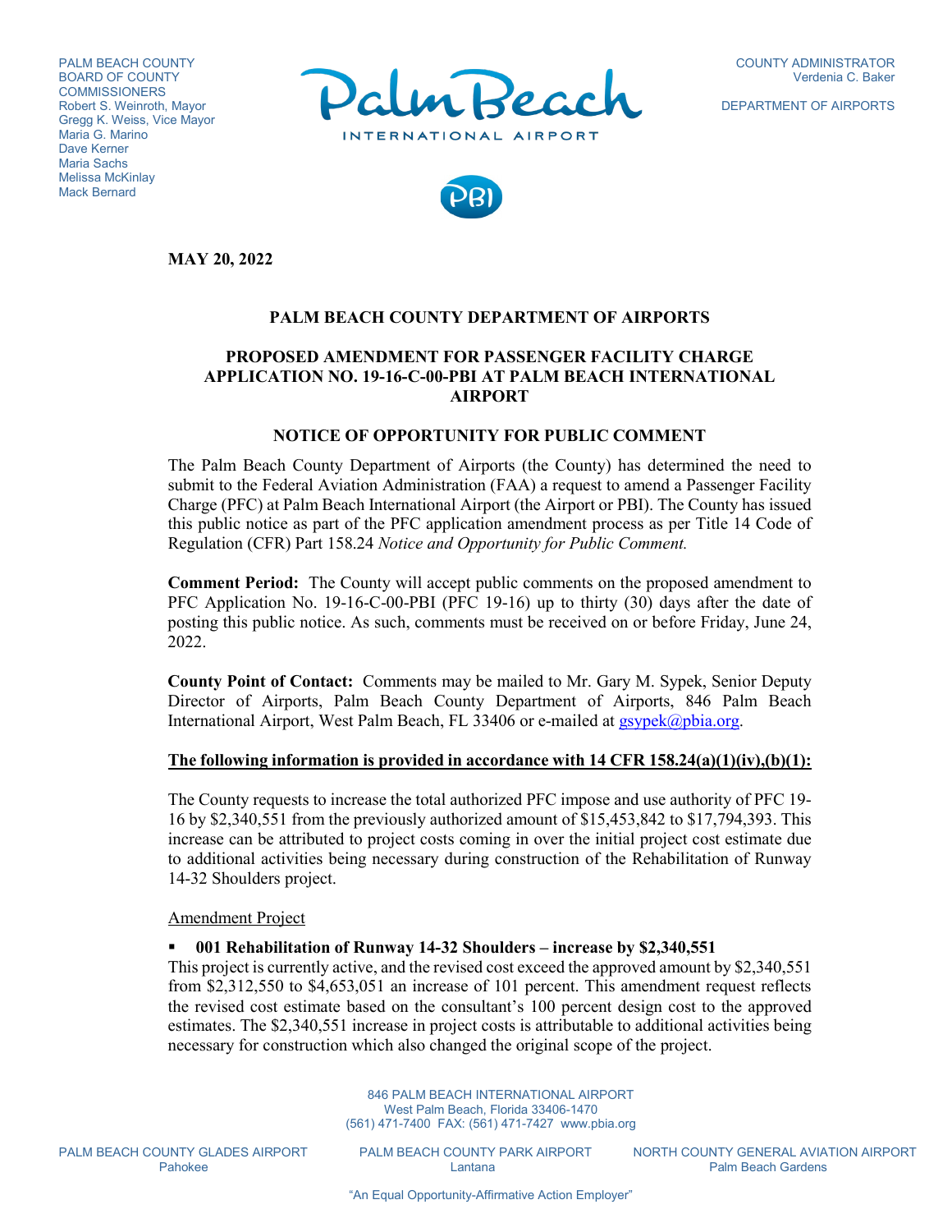PALM BEACH COUNTY
BOARD OF COUNTY COMMISSIONERS
Robert S. Weinroth, Mayor
Gregg K. Weiss, Vice Mayor
Maria G. Marino
Dave Kerner
Maria Sachs
Melissa McKinlay
Mack Bernard

COUNTY ADMINISTRATOR
Verdenia C. Baker

DEPARTMENT OF AIRPORTS

**MAY 20, 2022**

## PALM BEACH COUNTY DEPARTMENT OF AIRPORTS

## PROPOSED AMENDMENT FOR PASSENGER FACILITY CHARGE APPLICATION NO. 19-16-C-00-PBI AT PALM BEACH INTERNATIONAL AIRPORT

## NOTICE OF OPPORTUNITY FOR PUBLIC COMMENT

The Palm Beach County Department of Airports (the County) has determined the need to submit to the Federal Aviation Administration (FAA) a request to amend a Passenger Facility Charge (PFC) at Palm Beach International Airport (the Airport or PBI). The County has issued this public notice as part of the PFC application amendment process as per Title 14 Code of Regulation (CFR) Part 158.24 *Notice and Opportunity for Public Comment.*

**Comment Period:** The County will accept public comments on the proposed amendment to PFC Application No. 19-16-C-00-PBI (PFC 19-16) up to thirty (30) days after the date of posting this public notice. As such, comments must be received on or before Friday, June 24, 2022.

**County Point of Contact:** Comments may be mailed to Mr. Gary M. Sypek, Senior Deputy Director of Airports, Palm Beach County Department of Airports, 846 Palm Beach International Airport, West Palm Beach, FL 33406 or e-mailed at gsypek@pbia.org.

**The following information is provided in accordance with 14 CFR 158.24(a)(1)(iv),(b)(1):**

The County requests to increase the total authorized PFC impose and use authority of PFC 19-16 by $2,340,551 from the previously authorized amount of $15,453,842 to $17,794,393. This increase can be attributed to project costs coming in over the initial project cost estimate due to additional activities being necessary during construction of the Rehabilitation of Runway 14-32 Shoulders project.

Amendment Project

- **001 Rehabilitation of Runway 14-32 Shoulders – increase by $2,340,551**

This project is currently active, and the revised cost exceed the approved amount by $2,340,551 from $2,312,550 to $4,653,051 an increase of 101 percent. This amendment request reflects the revised cost estimate based on the consultant's 100 percent design cost to the approved estimates. The $2,340,551 increase in project costs is attributable to additional activities being necessary for construction which also changed the original scope of the project.

846 PALM BEACH INTERNATIONAL AIRPORT
West Palm Beach, Florida 33406-1470
(561) 471-7400 FAX: (561) 471-7427 www.pbia.org

PALM BEACH COUNTY GLADES AIRPORT, Pahokee — PALM BEACH COUNTY PARK AIRPORT, Lantana — NORTH COUNTY GENERAL AVIATION AIRPORT, Palm Beach Gardens

"An Equal Opportunity-Affirmative Action Employer"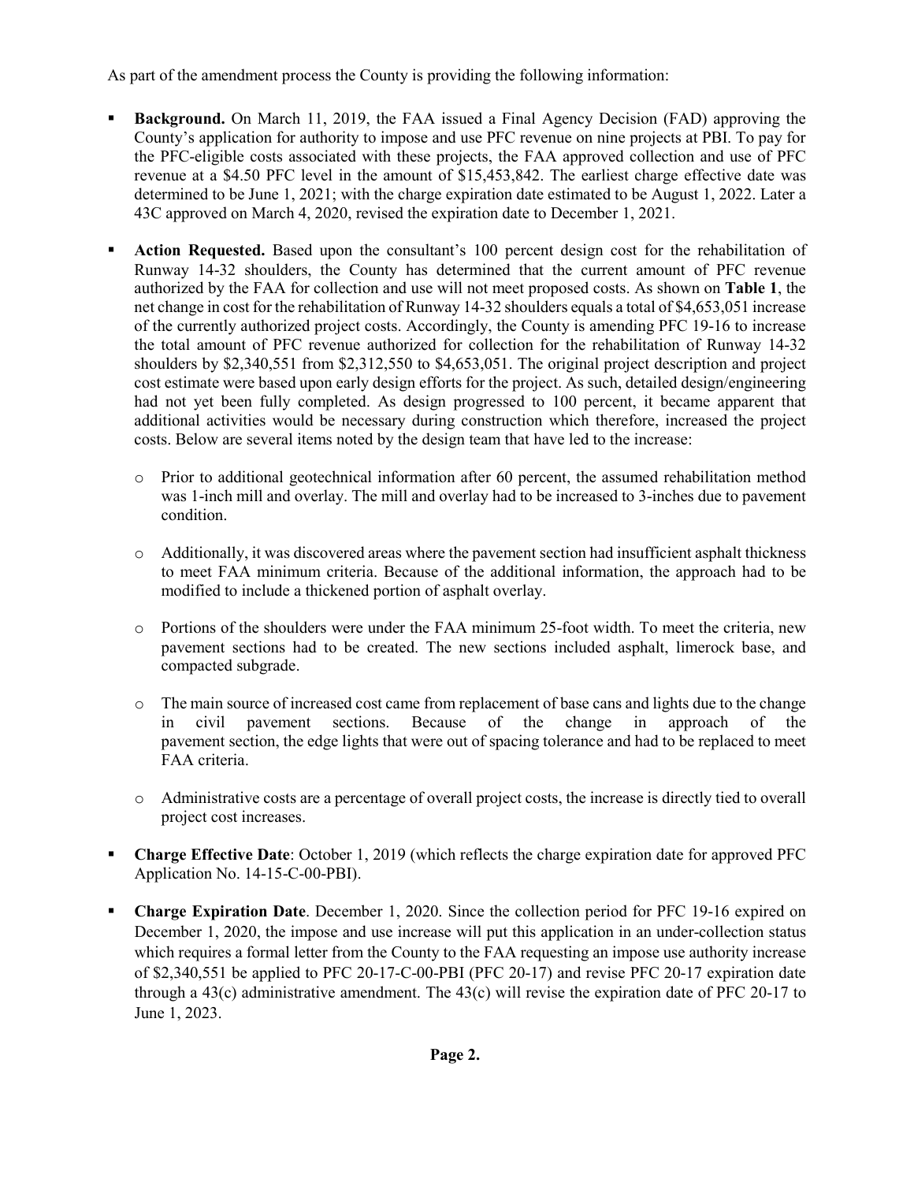As part of the amendment process the County is providing the following information:

- **Background.** On March 11, 2019, the FAA issued a Final Agency Decision (FAD) approving the County's application for authority to impose and use PFC revenue on nine projects at PBI. To pay for the PFC-eligible costs associated with these projects, the FAA approved collection and use of PFC revenue at a $4.50 PFC level in the amount of $15,453,842. The earliest charge effective date was determined to be June 1, 2021; with the charge expiration date estimated to be August 1, 2022. Later a 43C approved on March 4, 2020, revised the expiration date to December 1, 2021.

- **Action Requested.** Based upon the consultant's 100 percent design cost for the rehabilitation of Runway 14-32 shoulders, the County has determined that the current amount of PFC revenue authorized by the FAA for collection and use will not meet proposed costs. As shown on **Table 1**, the net change in cost for the rehabilitation of Runway 14-32 shoulders equals a total of $4,653,051 increase of the currently authorized project costs. Accordingly, the County is amending PFC 19-16 to increase the total amount of PFC revenue authorized for collection for the rehabilitation of Runway 14-32 shoulders by $2,340,551 from $2,312,550 to $4,653,051. The original project description and project cost estimate were based upon early design efforts for the project. As such, detailed design/engineering had not yet been fully completed. As design progressed to 100 percent, it became apparent that additional activities would be necessary during construction which therefore, increased the project costs. Below are several items noted by the design team that have led to the increase:

  - Prior to additional geotechnical information after 60 percent, the assumed rehabilitation method was 1-inch mill and overlay. The mill and overlay had to be increased to 3-inches due to pavement condition.

  - Additionally, it was discovered areas where the pavement section had insufficient asphalt thickness to meet FAA minimum criteria. Because of the additional information, the approach had to be modified to include a thickened portion of asphalt overlay.

  - Portions of the shoulders were under the FAA minimum 25-foot width. To meet the criteria, new pavement sections had to be created. The new sections included asphalt, limerock base, and compacted subgrade.

  - The main source of increased cost came from replacement of base cans and lights due to the change in civil pavement sections. Because of the change in approach of the pavement section, the edge lights that were out of spacing tolerance and had to be replaced to meet FAA criteria.

  - Administrative costs are a percentage of overall project costs, the increase is directly tied to overall project cost increases.

- **Charge Effective Date**: October 1, 2019 (which reflects the charge expiration date for approved PFC Application No. 14-15-C-00-PBI).

- **Charge Expiration Date**. December 1, 2020. Since the collection period for PFC 19-16 expired on December 1, 2020, the impose and use increase will put this application in an under-collection status which requires a formal letter from the County to the FAA requesting an impose use authority increase of $2,340,551 be applied to PFC 20-17-C-00-PBI (PFC 20-17) and revise PFC 20-17 expiration date through a 43(c) administrative amendment. The 43(c) will revise the expiration date of PFC 20-17 to June 1, 2023.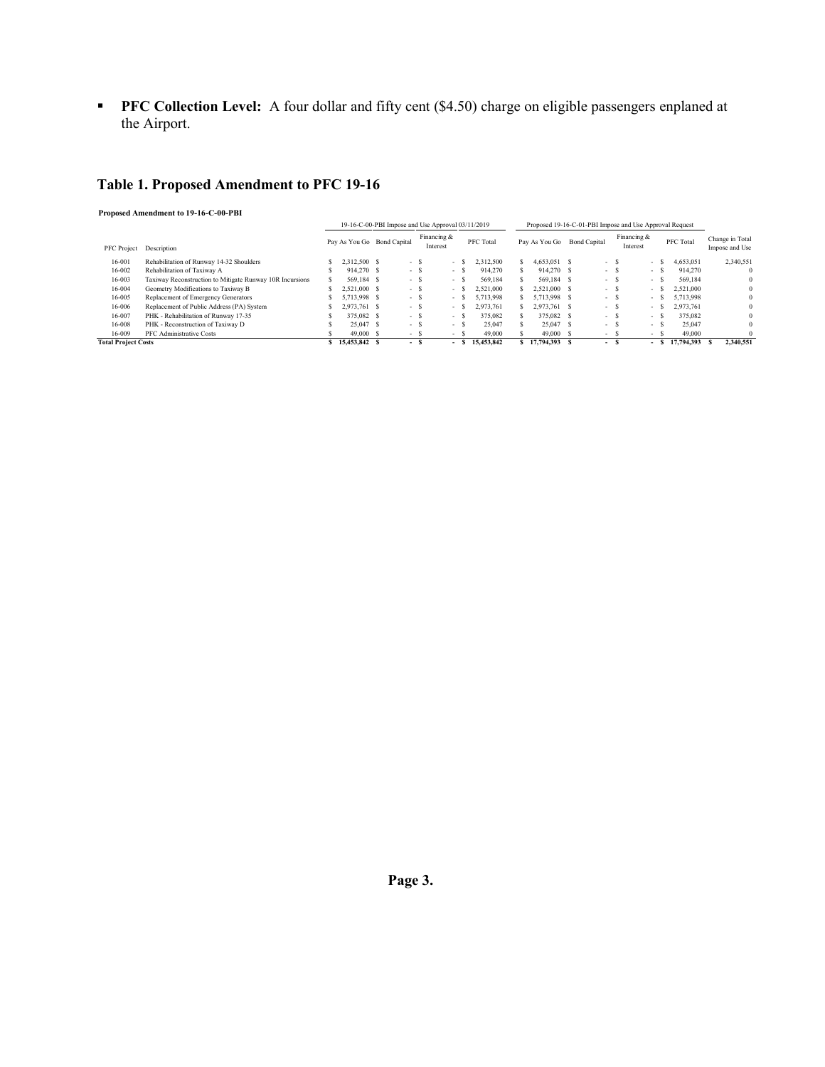- **PFC Collection Level:** A four dollar and fifty cent ($4.50) charge on eligible passengers enplaned at the Airport.

## Table 1. Proposed Amendment to PFC 19-16

**Proposed Amendment to 19-16-C-00-PBI**

| | | 19-16-C-00-PBI Impose and Use Approval 03/11/2019 | | | | Proposed 19-16-C-01-PBI Impose and Use Approval Request | | | | |
|---|---|---|---|---|---|---|---|---|---|---|
| PFC Project | Description | Pay As You Go | Bond Capital | Financing & Interest | PFC Total | Pay As You Go | Bond Capital | Financing & Interest | PFC Total | Change in Total Impose and Use |
| 16-001 | Rehabilitation of Runway 14-32 Shoulders | $ 2,312,500 | $ - | $ - | $ 2,312,500 | $ 4,653,051 | $ - | $ - | $ 4,653,051 | 2,340,551 |
| 16-002 | Rehabilitation of Taxiway A | $ 914,270 | $ - | $ - | $ 914,270 | $ 914,270 | $ - | $ - | $ 914,270 | 0 |
| 16-003 | Taxiway Reconstruction to Mitigate Runway 10R Incursions | $ 569,184 | $ - | $ - | $ 569,184 | $ 569,184 | $ - | $ - | $ 569,184 | 0 |
| 16-004 | Geometry Modifications to Taxiway B | $ 2,521,000 | $ - | $ - | $ 2,521,000 | $ 2,521,000 | $ - | $ - | $ 2,521,000 | 0 |
| 16-005 | Replacement of Emergency Generators | $ 5,713,998 | $ - | $ - | $ 5,713,998 | $ 5,713,998 | $ - | $ - | $ 5,713,998 | 0 |
| 16-006 | Replacement of Public Address (PA) System | $ 2,973,761 | $ - | $ - | $ 2,973,761 | $ 2,973,761 | $ - | $ - | $ 2,973,761 | 0 |
| 16-007 | PHK - Rehabilitation of Runway 17-35 | $ 375,082 | $ - | $ - | $ 375,082 | $ 375,082 | $ - | $ - | $ 375,082 | 0 |
| 16-008 | PHK - Reconstruction of Taxiway D | $ 25,047 | $ - | $ - | $ 25,047 | $ 25,047 | $ - | $ - | $ 25,047 | 0 |
| 16-009 | PFC Administrative Costs | $ 49,000 | $ - | $ - | $ 49,000 | $ 49,000 | $ - | $ - | $ 49,000 | 0 |
| **Total Project Costs** | | **$ 15,453,842** | **$ -** | **$ -** | **$ 15,453,842** | **$ 17,794,393** | **$ -** | **$ -** | **$ 17,794,393** | **$ 2,340,551** |